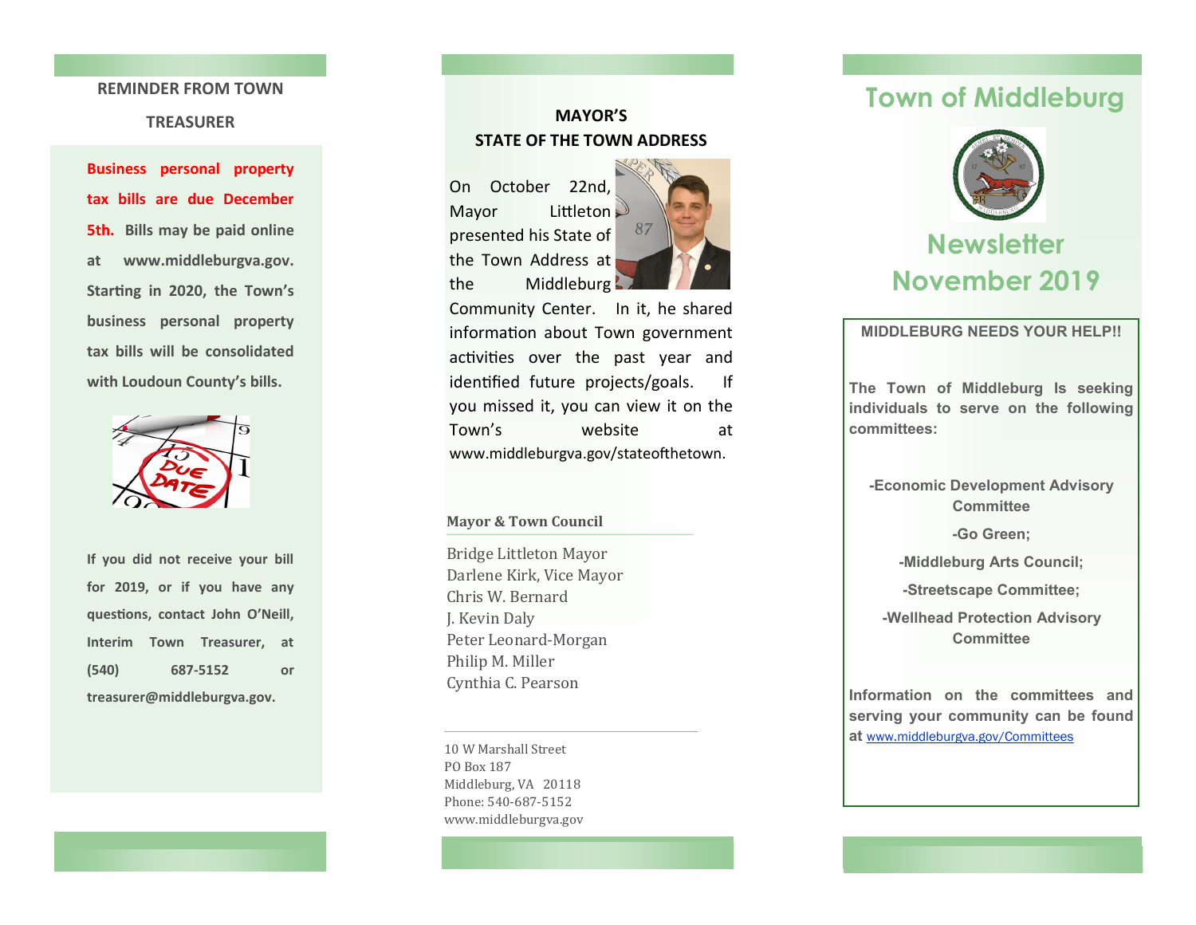## REMINDER FROM TOWN TREASURER

**Business personal property tax bills are due December 5th. Bills may be paid online at www.middleburgva.gov. Starting in 2020, the Town's business personal property tax bills will be consolidated with Loudoun County's bills.**

**If you did not receive your bill for 2019, or if you have any questions, contact John O'Neill, Interim Town Treasurer, at (540) 687-5152 or treasurer@middleburgva.gov.**

## MAYOR'S STATE OF THE TOWN ADDRESS

On October 22nd, Mayor Littleton presented his State of the Town Address at the Middleburg Community Center. In it, he shared information about Town government activities over the past year and identified future projects/goals. If you missed it, you can view it on the Town's website at www.middleburgva.gov/stateofthetown.

### Mayor & Town Council

Bridge Littleton Mayor
Darlene Kirk, Vice Mayor
Chris W. Bernard
J. Kevin Daly
Peter Leonard-Morgan
Philip M. Miller
Cynthia C. Pearson

10 W Marshall Street
PO Box 187
Middleburg, VA 20118
Phone: 540-687-5152
www.middleburgva.gov

# Town of Middleburg

# Newsletter November 2019

## MIDDLEBURG NEEDS YOUR HELP!!

**The Town of Middleburg Is seeking individuals to serve on the following committees:**

**-Economic Development Advisory Committee**

**-Go Green;**

**-Middleburg Arts Council;**

**-Streetscape Committee;**

**-Wellhead Protection Advisory Committee**

**Information on the committees and serving your community can be found at** www.middleburgva.gov/Committees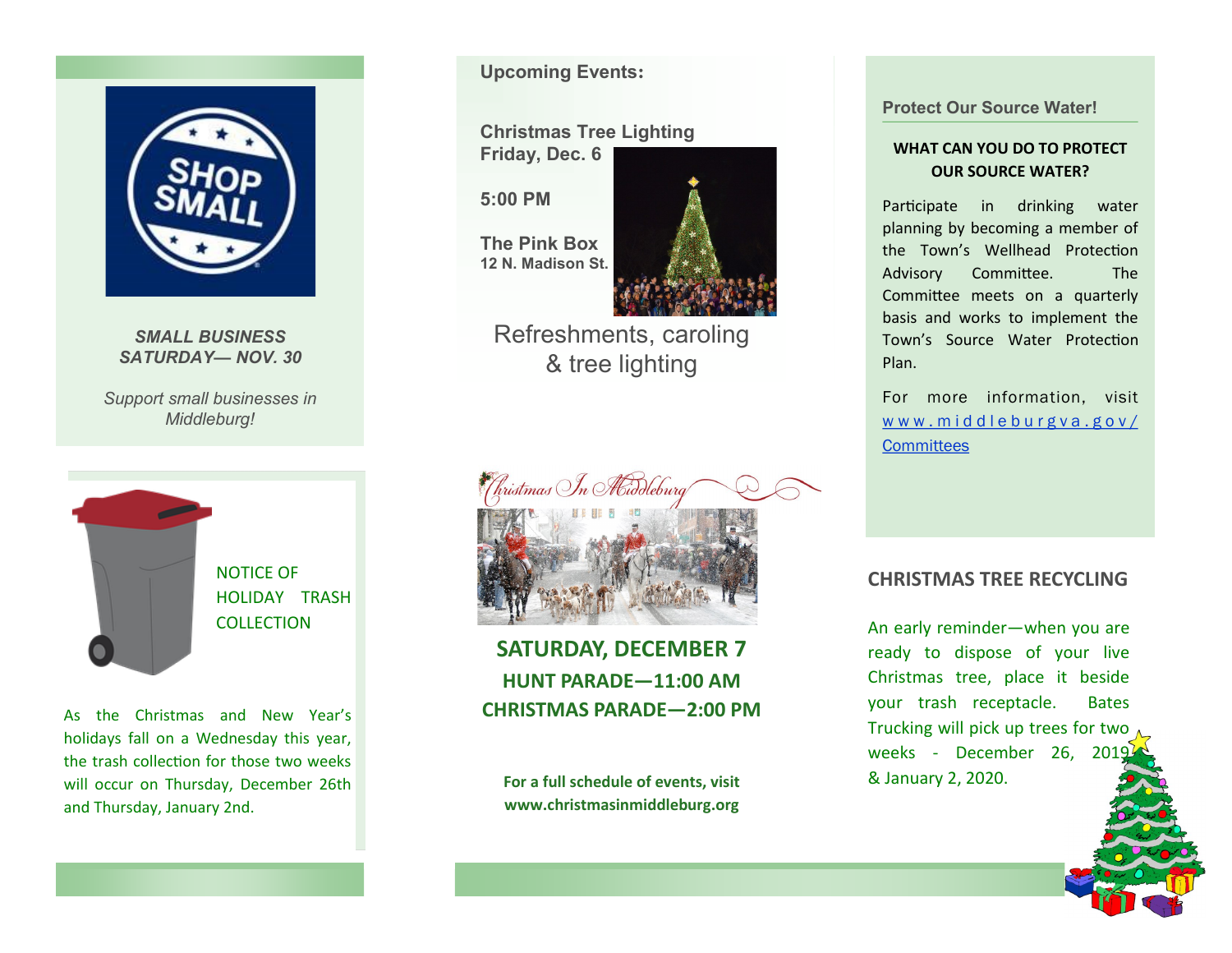*SMALL BUSINESS SATURDAY— NOV. 30*

*Support small businesses in Middleburg!*

NOTICE OF HOLIDAY TRASH COLLECTION

As the Christmas and New Year's holidays fall on a Wednesday this year, the trash collection for those two weeks will occur on Thursday, December 26th and Thursday, January 2nd.

## Upcoming Events:

**Christmas Tree Lighting**
**Friday, Dec. 6**

**5:00 PM**

**The Pink Box**
**12 N. Madison St.**

Refreshments, caroling & tree lighting

Christmas In Middleburg

**SATURDAY, DECEMBER 7**
**HUNT PARADE—11:00 AM**
**CHRISTMAS PARADE—2:00 PM**

**For a full schedule of events, visit www.christmasinmiddleburg.org**

## Protect Our Source Water!

**WHAT CAN YOU DO TO PROTECT OUR SOURCE WATER?**

Participate in drinking water planning by becoming a member of the Town's Wellhead Protection Advisory Committee. The Committee meets on a quarterly basis and works to implement the Town's Source Water Protection Plan.

For more information, visit www.middleburgva.gov/Committees

## CHRISTMAS TREE RECYCLING

An early reminder—when you are ready to dispose of your live Christmas tree, place it beside your trash receptacle. Bates Trucking will pick up trees for two weeks - December 26, 2019 & January 2, 2020.